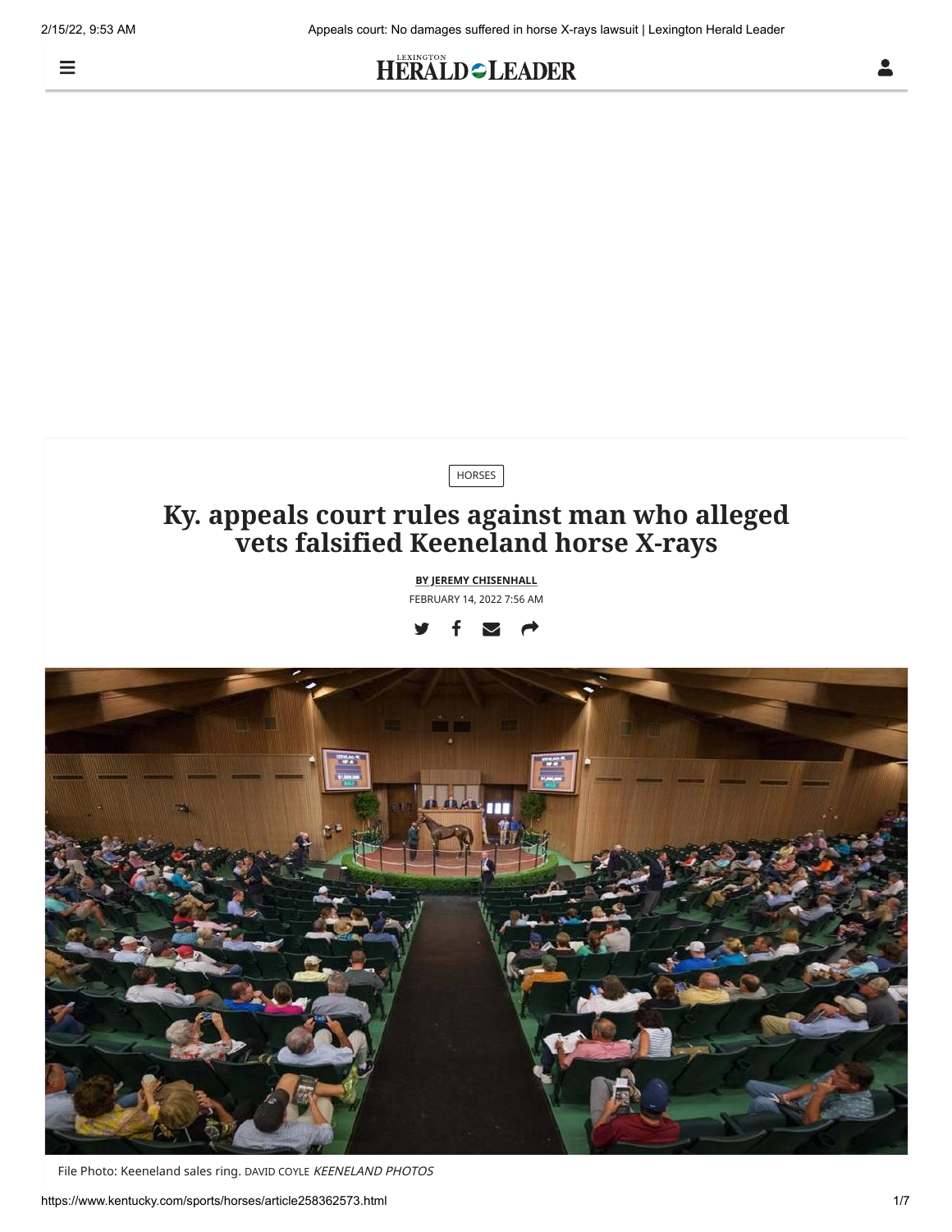HORSES

# Ky. appeals court rules against man who alleged vets falsified Keeneland horse X-rays

BY JEREMY CHISENHALL

FEBRUARY 14, 2022 7:56 AM

File Photo: Keeneland sales ring. DAVID COYLE *KEENELAND PHOTOS*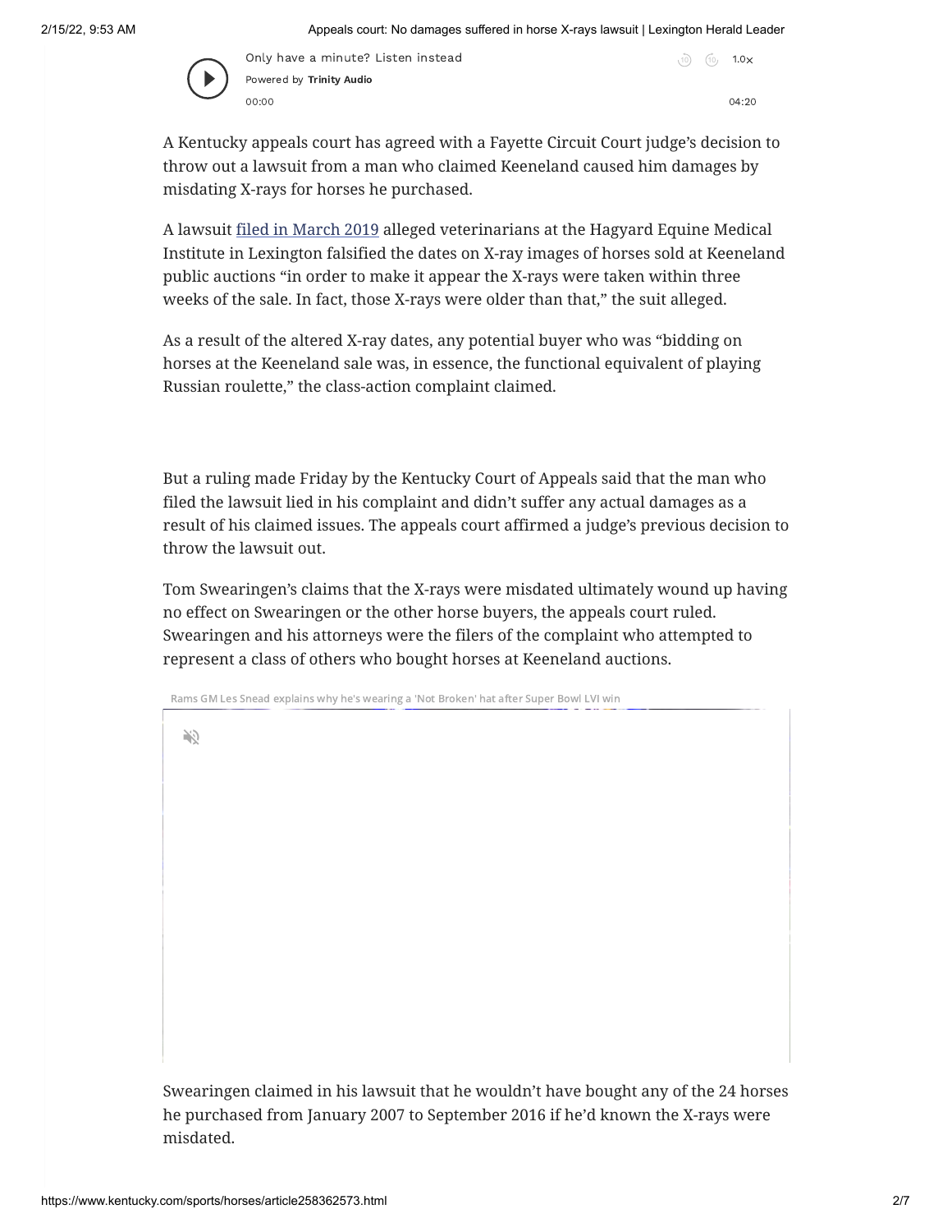A Kentucky appeals court has agreed with a Fayette Circuit Court judge's decision to throw out a lawsuit from a man who claimed Keeneland caused him damages by misdating X-rays for horses he purchased.

A lawsuit filed in March 2019 alleged veterinarians at the Hagyard Equine Medical Institute in Lexington falsified the dates on X-ray images of horses sold at Keeneland public auctions "in order to make it appear the X-rays were taken within three weeks of the sale. In fact, those X-rays were older than that," the suit alleged.

As a result of the altered X-ray dates, any potential buyer who was "bidding on horses at the Keeneland sale was, in essence, the functional equivalent of playing Russian roulette," the class-action complaint claimed.

But a ruling made Friday by the Kentucky Court of Appeals said that the man who filed the lawsuit lied in his complaint and didn't suffer any actual damages as a result of his claimed issues. The appeals court affirmed a judge's previous decision to throw the lawsuit out.

Tom Swearingen's claims that the X-rays were misdated ultimately wound up having no effect on Swearingen or the other horse buyers, the appeals court ruled. Swearingen and his attorneys were the filers of the complaint who attempted to represent a class of others who bought horses at Keeneland auctions.

Swearingen claimed in his lawsuit that he wouldn't have bought any of the 24 horses he purchased from January 2007 to September 2016 if he'd known the X-rays were misdated.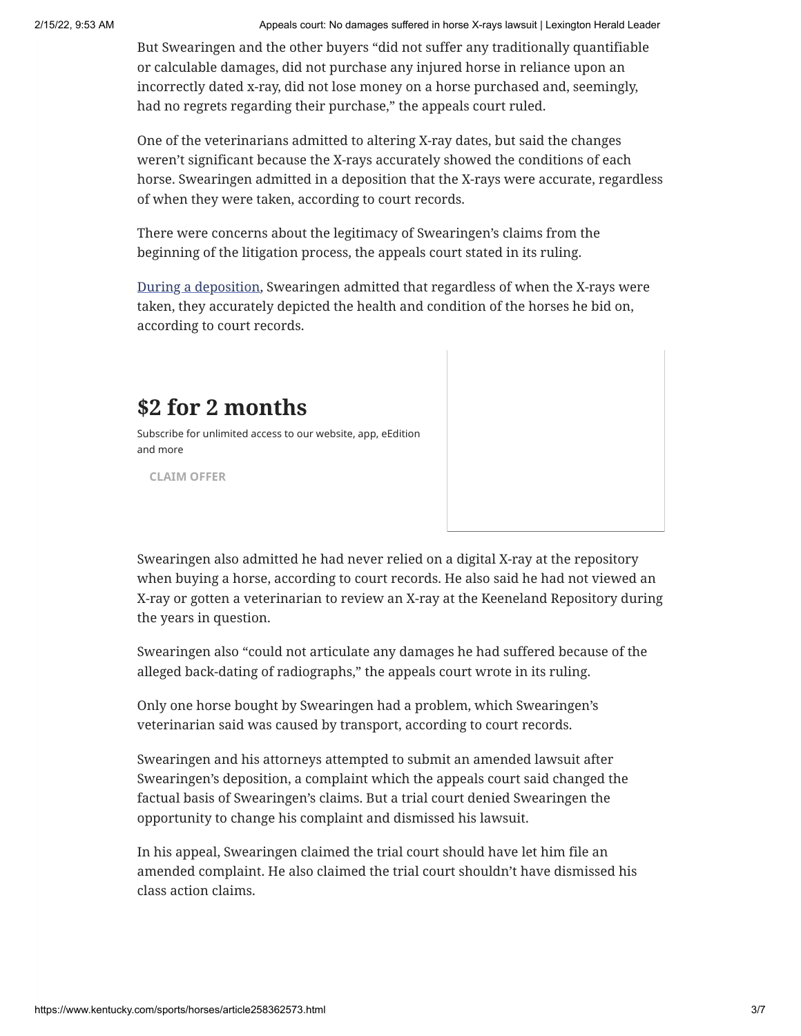But Swearingen and the other buyers “did not suffer any traditionally quantifiable or calculable damages, did not purchase any injured horse in reliance upon an incorrectly dated x-ray, did not lose money on a horse purchased and, seemingly, had no regrets regarding their purchase,” the appeals court ruled.

One of the veterinarians admitted to altering X-ray dates, but said the changes weren’t significant because the X-rays accurately showed the conditions of each horse. Swearingen admitted in a deposition that the X-rays were accurate, regardless of when they were taken, according to court records.

There were concerns about the legitimacy of Swearingen’s claims from the beginning of the litigation process, the appeals court stated in its ruling.

During a deposition, Swearingen admitted that regardless of when the X-rays were taken, they accurately depicted the health and condition of the horses he bid on, according to court records.

## $2 for 2 months

Subscribe for unlimited access to our website, app, eEdition and more

CLAIM OFFER

Swearingen also admitted he had never relied on a digital X-ray at the repository when buying a horse, according to court records. He also said he had not viewed an X-ray or gotten a veterinarian to review an X-ray at the Keeneland Repository during the years in question.

Swearingen also “could not articulate any damages he had suffered because of the alleged back-dating of radiographs,” the appeals court wrote in its ruling.

Only one horse bought by Swearingen had a problem, which Swearingen’s veterinarian said was caused by transport, according to court records.

Swearingen and his attorneys attempted to submit an amended lawsuit after Swearingen’s deposition, a complaint which the appeals court said changed the factual basis of Swearingen’s claims. But a trial court denied Swearingen the opportunity to change his complaint and dismissed his lawsuit.

In his appeal, Swearingen claimed the trial court should have let him file an amended complaint. He also claimed the trial court shouldn’t have dismissed his class action claims.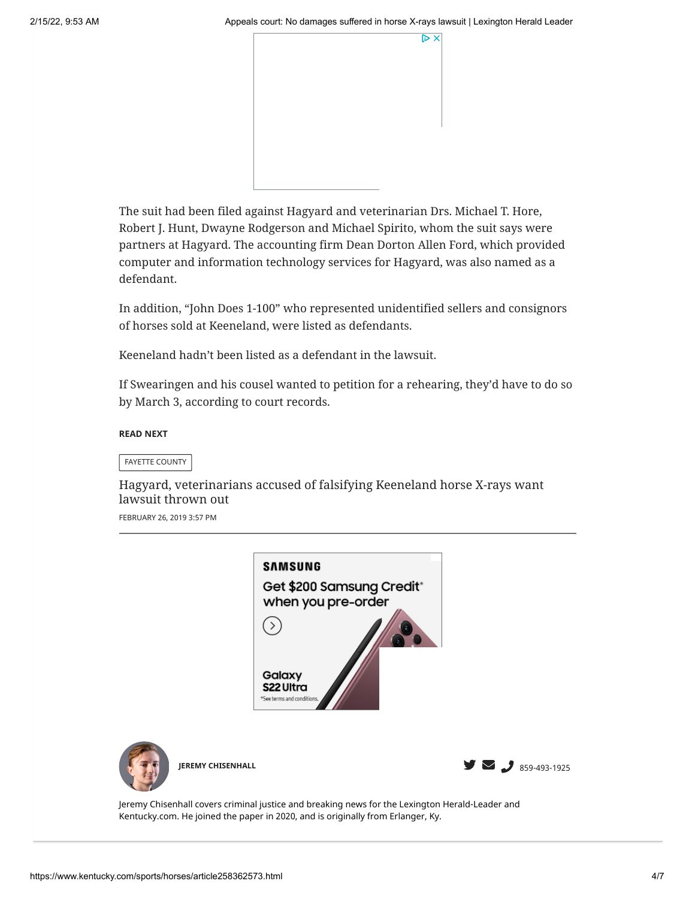The suit had been filed against Hagyard and veterinarian Drs. Michael T. Hore, Robert J. Hunt, Dwayne Rodgerson and Michael Spirito, whom the suit says were partners at Hagyard. The accounting firm Dean Dorton Allen Ford, which provided computer and information technology services for Hagyard, was also named as a defendant.

In addition, "John Does 1-100" who represented unidentified sellers and consignors of horses sold at Keeneland, were listed as defendants.

Keeneland hadn't been listed as a defendant in the lawsuit.

If Swearingen and his cousel wanted to petition for a rehearing, they'd have to do so by March 3, according to court records.

**READ NEXT**

FAYETTE COUNTY

Hagyard, veterinarians accused of falsifying Keeneland horse X-rays want lawsuit thrown out

FEBRUARY 26, 2019 3:57 PM

**JEREMY CHISENHALL**

859-493-1925

Jeremy Chisenhall covers criminal justice and breaking news for the Lexington Herald-Leader and Kentucky.com. He joined the paper in 2020, and is originally from Erlanger, Ky.